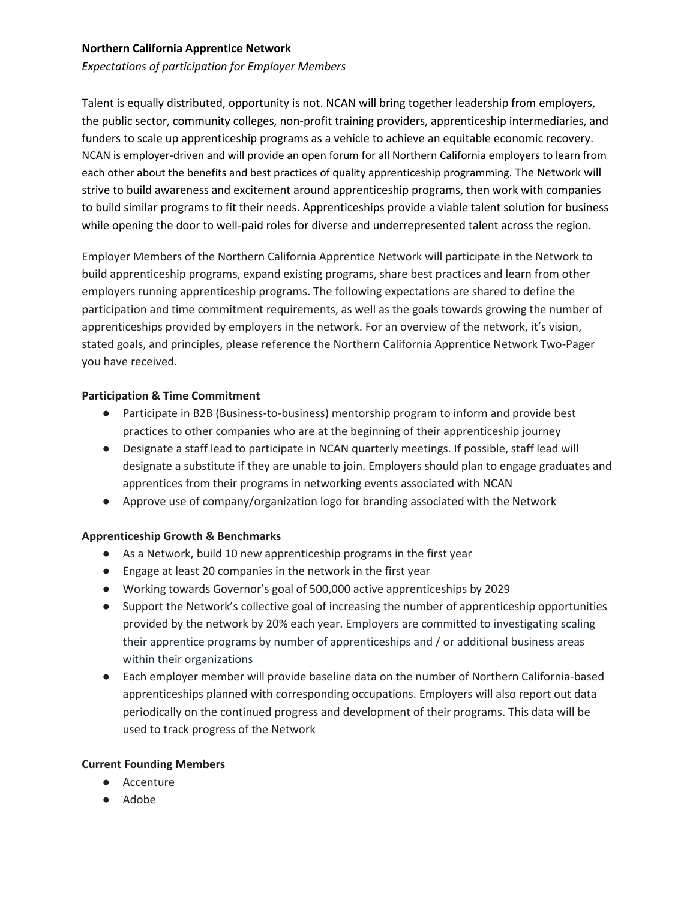**Northern California Apprentice Network**

*Expectations of participation for Employer Members*

Talent is equally distributed, opportunity is not. NCAN will bring together leadership from employers, the public sector, community colleges, non-profit training providers, apprenticeship intermediaries, and funders to scale up apprenticeship programs as a vehicle to achieve an equitable economic recovery. NCAN is employer-driven and will provide an open forum for all Northern California employers to learn from each other about the benefits and best practices of quality apprenticeship programming. The Network will strive to build awareness and excitement around apprenticeship programs, then work with companies to build similar programs to fit their needs. Apprenticeships provide a viable talent solution for business while opening the door to well-paid roles for diverse and underrepresented talent across the region.

Employer Members of the Northern California Apprentice Network will participate in the Network to build apprenticeship programs, expand existing programs, share best practices and learn from other employers running apprenticeship programs. The following expectations are shared to define the participation and time commitment requirements, as well as the goals towards growing the number of apprenticeships provided by employers in the network. For an overview of the network, it's vision, stated goals, and principles, please reference the Northern California Apprentice Network Two-Pager you have received.

**Participation & Time Commitment**

- Participate in B2B (Business-to-business) mentorship program to inform and provide best practices to other companies who are at the beginning of their apprenticeship journey
- Designate a staff lead to participate in NCAN quarterly meetings. If possible, staff lead will designate a substitute if they are unable to join. Employers should plan to engage graduates and apprentices from their programs in networking events associated with NCAN
- Approve use of company/organization logo for branding associated with the Network

**Apprenticeship Growth & Benchmarks**

- As a Network, build 10 new apprenticeship programs in the first year
- Engage at least 20 companies in the network in the first year
- Working towards Governor's goal of 500,000 active apprenticeships by 2029
- Support the Network's collective goal of increasing the number of apprenticeship opportunities provided by the network by 20% each year. Employers are committed to investigating scaling their apprentice programs by number of apprenticeships and / or additional business areas within their organizations
- Each employer member will provide baseline data on the number of Northern California-based apprenticeships planned with corresponding occupations. Employers will also report out data periodically on the continued progress and development of their programs. This data will be used to track progress of the Network

**Current Founding Members**

- Accenture
- Adobe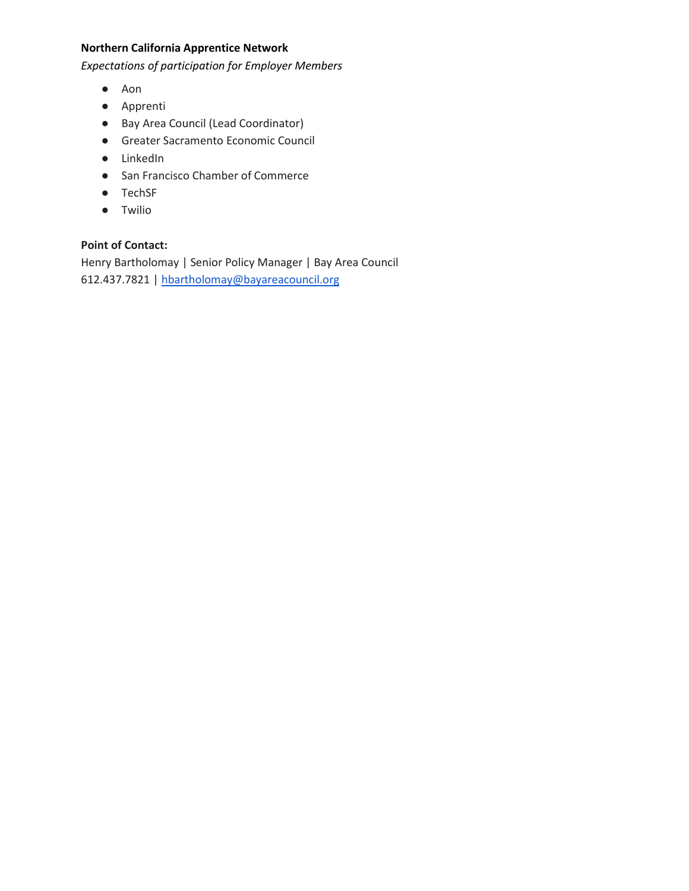**Northern California Apprentice Network**

*Expectations of participation for Employer Members*

- Aon
- Apprenti
- Bay Area Council (Lead Coordinator)
- Greater Sacramento Economic Council
- LinkedIn
- San Francisco Chamber of Commerce
- TechSF
- Twilio

**Point of Contact:**

Henry Bartholomay | Senior Policy Manager | Bay Area Council
612.437.7821 | hbartholomay@bayareacouncil.org